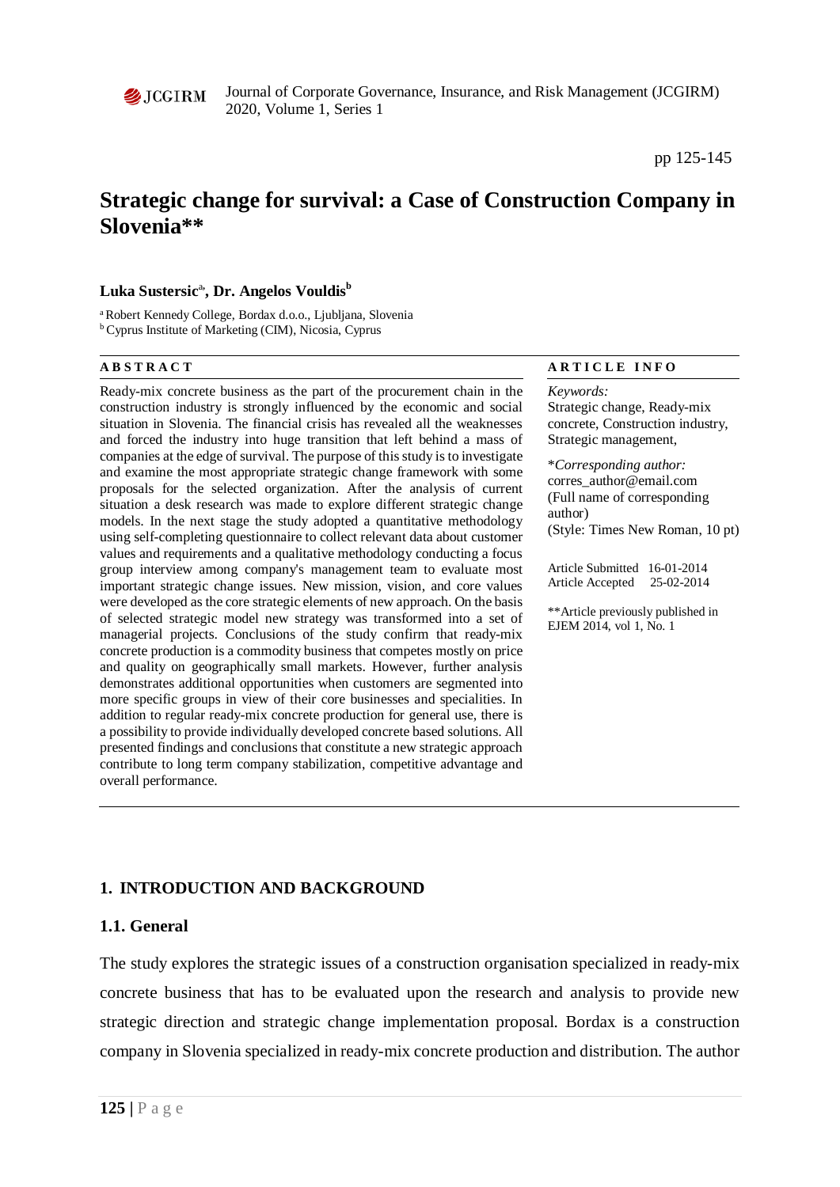# Strategic change for survival: a Case of Construction Company in Slovenia**

**Luka Sustersic[a], Dr. Angelos Vouldis[b]**

[a] Robert Kennedy College, Bordax d.o.o., Ljubljana, Slovenia
[b] Cyprus Institute of Marketing (CIM), Nicosia, Cyprus

**ABSTRACT**

Ready-mix concrete business as the part of the procurement chain in the construction industry is strongly influenced by the economic and social situation in Slovenia. The financial crisis has revealed all the weaknesses and forced the industry into huge transition that left behind a mass of companies at the edge of survival. The purpose of this study is to investigate and examine the most appropriate strategic change framework with some proposals for the selected organization. After the analysis of current situation a desk research was made to explore different strategic change models. In the next stage the study adopted a quantitative methodology using self-completing questionnaire to collect relevant data about customer values and requirements and a qualitative methodology conducting a focus group interview among company's management team to evaluate most important strategic change issues. New mission, vision, and core values were developed as the core strategic elements of new approach. On the basis of selected strategic model new strategy was transformed into a set of managerial projects. Conclusions of the study confirm that ready-mix concrete production is a commodity business that competes mostly on price and quality on geographically small markets. However, further analysis demonstrates additional opportunities when customers are segmented into more specific groups in view of their core businesses and specialities. In addition to regular ready-mix concrete production for general use, there is a possibility to provide individually developed concrete based solutions. All presented findings and conclusions that constitute a new strategic approach contribute to long term company stabilization, competitive advantage and overall performance.

**ARTICLE INFO**

*Keywords:*
Strategic change, Ready-mix concrete, Construction industry, Strategic management,

*\*Corresponding author:*
corres_author@email.com
(Full name of corresponding author)
(Style: Times New Roman, 10 pt)

Article Submitted 16-01-2014
Article Accepted 25-02-2014

**Article previously published in EJEM 2014, vol 1, No. 1

## 1. INTRODUCTION AND BACKGROUND

### 1.1. General

The study explores the strategic issues of a construction organisation specialized in ready-mix concrete business that has to be evaluated upon the research and analysis to provide new strategic direction and strategic change implementation proposal. Bordax is a construction company in Slovenia specialized in ready-mix concrete production and distribution. The author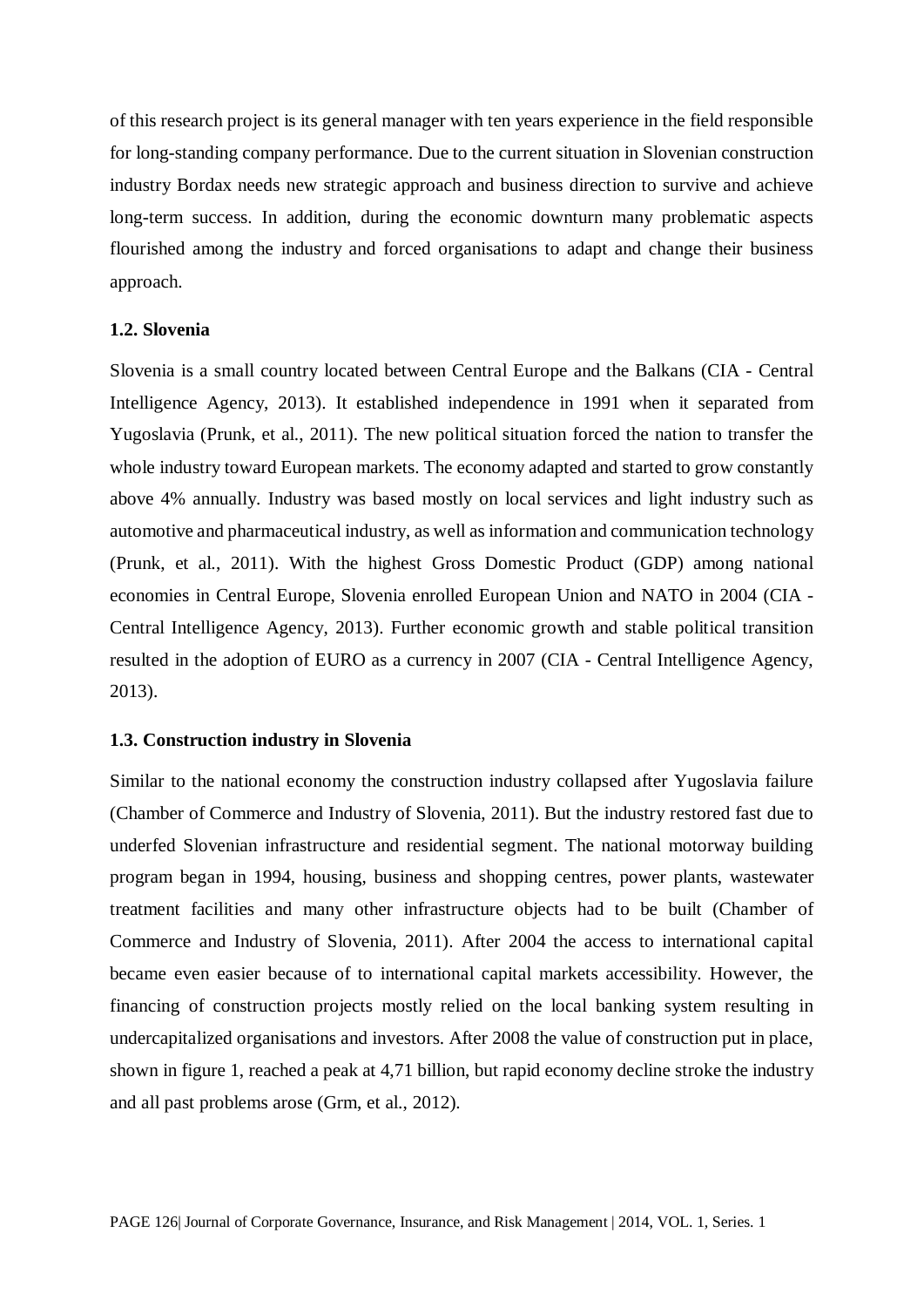of this research project is its general manager with ten years experience in the field responsible for long-standing company performance. Due to the current situation in Slovenian construction industry Bordax needs new strategic approach and business direction to survive and achieve long-term success. In addition, during the economic downturn many problematic aspects flourished among the industry and forced organisations to adapt and change their business approach.

### 1.2. Slovenia

Slovenia is a small country located between Central Europe and the Balkans (CIA - Central Intelligence Agency, 2013). It established independence in 1991 when it separated from Yugoslavia (Prunk, et al., 2011). The new political situation forced the nation to transfer the whole industry toward European markets. The economy adapted and started to grow constantly above 4% annually. Industry was based mostly on local services and light industry such as automotive and pharmaceutical industry, as well as information and communication technology (Prunk, et al., 2011). With the highest Gross Domestic Product (GDP) among national economies in Central Europe, Slovenia enrolled European Union and NATO in 2004 (CIA - Central Intelligence Agency, 2013). Further economic growth and stable political transition resulted in the adoption of EURO as a currency in 2007 (CIA - Central Intelligence Agency, 2013).

### 1.3. Construction industry in Slovenia

Similar to the national economy the construction industry collapsed after Yugoslavia failure (Chamber of Commerce and Industry of Slovenia, 2011). But the industry restored fast due to underfed Slovenian infrastructure and residential segment. The national motorway building program began in 1994, housing, business and shopping centres, power plants, wastewater treatment facilities and many other infrastructure objects had to be built (Chamber of Commerce and Industry of Slovenia, 2011). After 2004 the access to international capital became even easier because of to international capital markets accessibility. However, the financing of construction projects mostly relied on the local banking system resulting in undercapitalized organisations and investors. After 2008 the value of construction put in place, shown in figure 1, reached a peak at 4,71 billion, but rapid economy decline stroke the industry and all past problems arose (Grm, et al., 2012).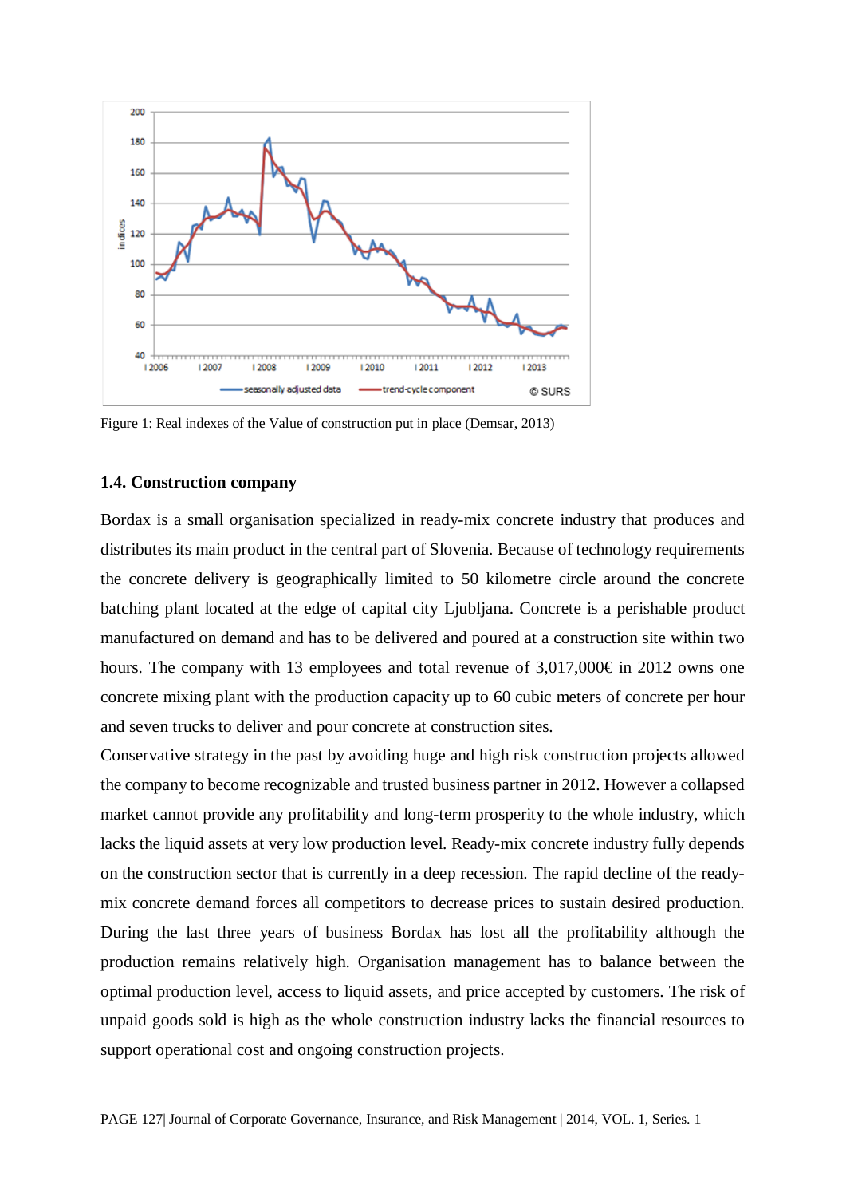Figure 1: Real indexes of the Value of construction put in place (Demsar, 2013)

### 1.4. Construction company

Bordax is a small organisation specialized in ready-mix concrete industry that produces and distributes its main product in the central part of Slovenia. Because of technology requirements the concrete delivery is geographically limited to 50 kilometre circle around the concrete batching plant located at the edge of capital city Ljubljana. Concrete is a perishable product manufactured on demand and has to be delivered and poured at a construction site within two hours. The company with 13 employees and total revenue of 3,017,000€ in 2012 owns one concrete mixing plant with the production capacity up to 60 cubic meters of concrete per hour and seven trucks to deliver and pour concrete at construction sites.

Conservative strategy in the past by avoiding huge and high risk construction projects allowed the company to become recognizable and trusted business partner in 2012. However a collapsed market cannot provide any profitability and long-term prosperity to the whole industry, which lacks the liquid assets at very low production level. Ready-mix concrete industry fully depends on the construction sector that is currently in a deep recession. The rapid decline of the ready-mix concrete demand forces all competitors to decrease prices to sustain desired production. During the last three years of business Bordax has lost all the profitability although the production remains relatively high. Organisation management has to balance between the optimal production level, access to liquid assets, and price accepted by customers. The risk of unpaid goods sold is high as the whole construction industry lacks the financial resources to support operational cost and ongoing construction projects.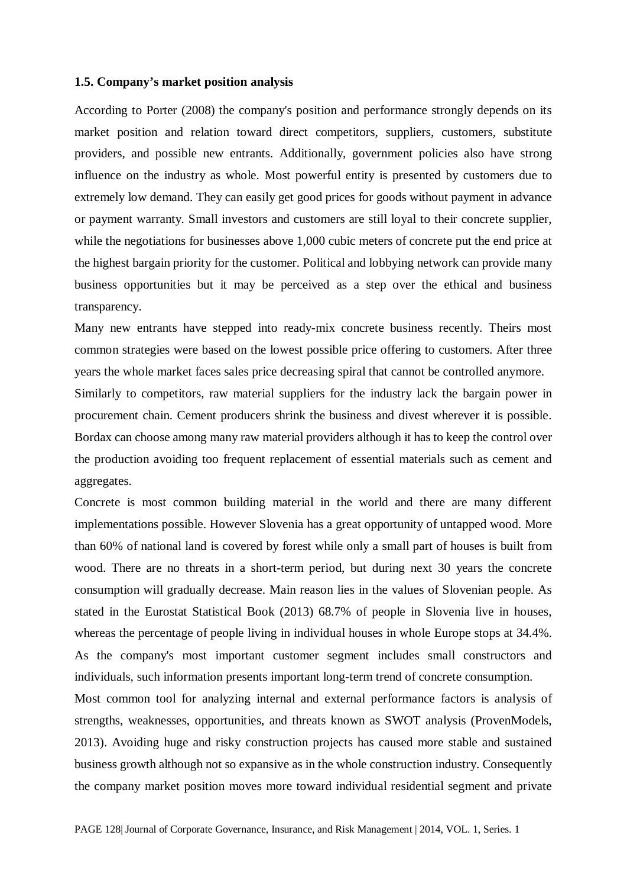### 1.5. Company's market position analysis

According to Porter (2008) the company's position and performance strongly depends on its market position and relation toward direct competitors, suppliers, customers, substitute providers, and possible new entrants. Additionally, government policies also have strong influence on the industry as whole. Most powerful entity is presented by customers due to extremely low demand. They can easily get good prices for goods without payment in advance or payment warranty. Small investors and customers are still loyal to their concrete supplier, while the negotiations for businesses above 1,000 cubic meters of concrete put the end price at the highest bargain priority for the customer. Political and lobbying network can provide many business opportunities but it may be perceived as a step over the ethical and business transparency.

Many new entrants have stepped into ready-mix concrete business recently. Theirs most common strategies were based on the lowest possible price offering to customers. After three years the whole market faces sales price decreasing spiral that cannot be controlled anymore.

Similarly to competitors, raw material suppliers for the industry lack the bargain power in procurement chain. Cement producers shrink the business and divest wherever it is possible. Bordax can choose among many raw material providers although it has to keep the control over the production avoiding too frequent replacement of essential materials such as cement and aggregates.

Concrete is most common building material in the world and there are many different implementations possible. However Slovenia has a great opportunity of untapped wood. More than 60% of national land is covered by forest while only a small part of houses is built from wood. There are no threats in a short-term period, but during next 30 years the concrete consumption will gradually decrease. Main reason lies in the values of Slovenian people. As stated in the Eurostat Statistical Book (2013) 68.7% of people in Slovenia live in houses, whereas the percentage of people living in individual houses in whole Europe stops at 34.4%. As the company's most important customer segment includes small constructors and individuals, such information presents important long-term trend of concrete consumption.

Most common tool for analyzing internal and external performance factors is analysis of strengths, weaknesses, opportunities, and threats known as SWOT analysis (ProvenModels, 2013). Avoiding huge and risky construction projects has caused more stable and sustained business growth although not so expansive as in the whole construction industry. Consequently the company market position moves more toward individual residential segment and private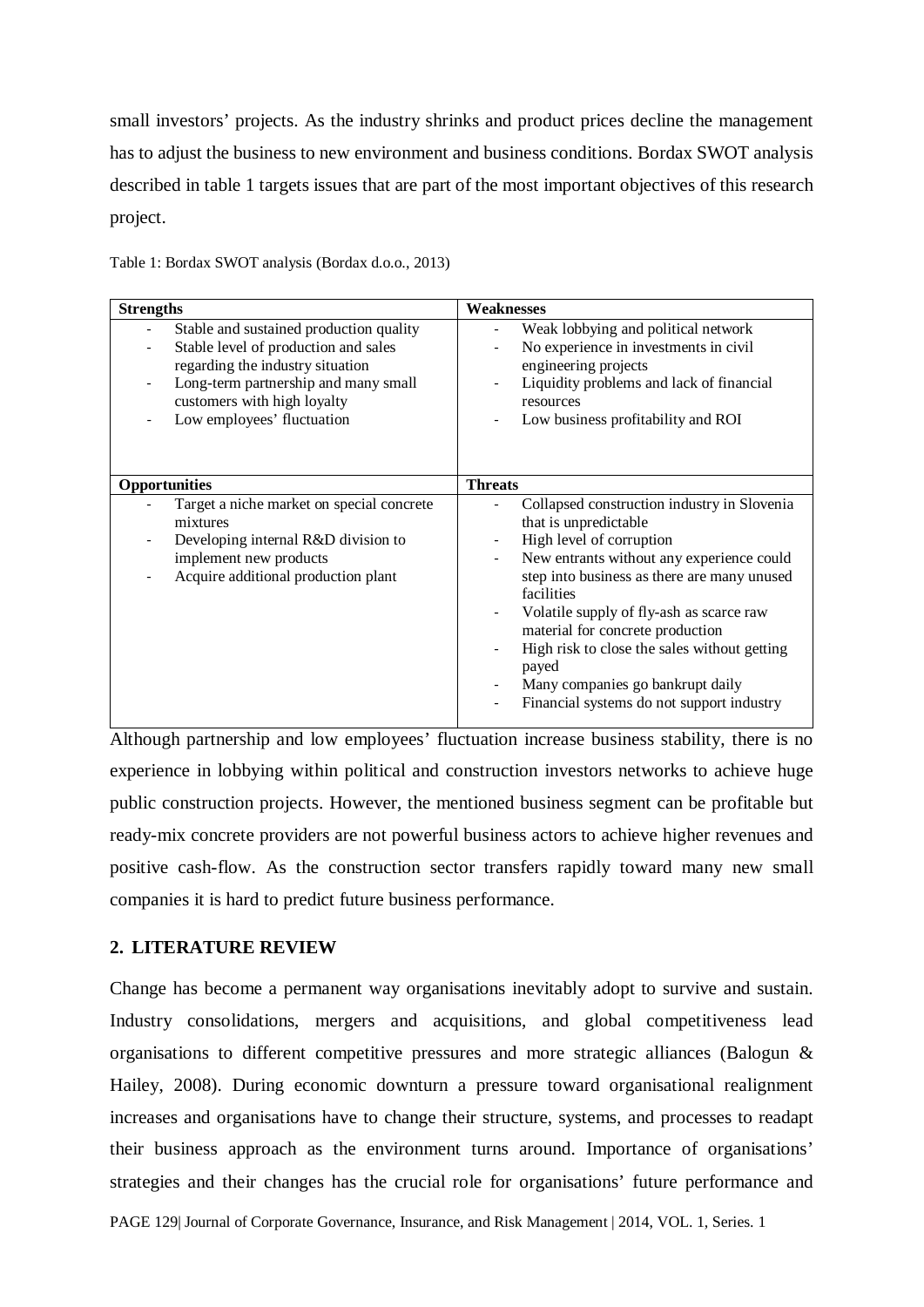small investors' projects. As the industry shrinks and product prices decline the management has to adjust the business to new environment and business conditions. Bordax SWOT analysis described in table 1 targets issues that are part of the most important objectives of this research project.

Table 1: Bordax SWOT analysis (Bordax d.o.o., 2013)

| **Strengths** | **Weaknesses** |
| --- | --- |
| - Stable and sustained production quality<br>- Stable level of production and sales regarding the industry situation<br>- Long-term partnership and many small customers with high loyalty<br>- Low employees' fluctuation | - Weak lobbying and political network<br>- No experience in investments in civil engineering projects<br>- Liquidity problems and lack of financial resources<br>- Low business profitability and ROI |
| **Opportunities** | **Threats** |
| - Target a niche market on special concrete mixtures<br>- Developing internal R&D division to implement new products<br>- Acquire additional production plant | - Collapsed construction industry in Slovenia that is unpredictable<br>- High level of corruption<br>- New entrants without any experience could step into business as there are many unused facilities<br>- Volatile supply of fly-ash as scarce raw material for concrete production<br>- High risk to close the sales without getting payed<br>- Many companies go bankrupt daily<br>- Financial systems do not support industry |

Although partnership and low employees' fluctuation increase business stability, there is no experience in lobbying within political and construction investors networks to achieve huge public construction projects. However, the mentioned business segment can be profitable but ready-mix concrete providers are not powerful business actors to achieve higher revenues and positive cash-flow. As the construction sector transfers rapidly toward many new small companies it is hard to predict future business performance.

## 2. LITERATURE REVIEW

Change has become a permanent way organisations inevitably adopt to survive and sustain. Industry consolidations, mergers and acquisitions, and global competitiveness lead organisations to different competitive pressures and more strategic alliances (Balogun & Hailey, 2008). During economic downturn a pressure toward organisational realignment increases and organisations have to change their structure, systems, and processes to readapt their business approach as the environment turns around. Importance of organisations' strategies and their changes has the crucial role for organisations' future performance and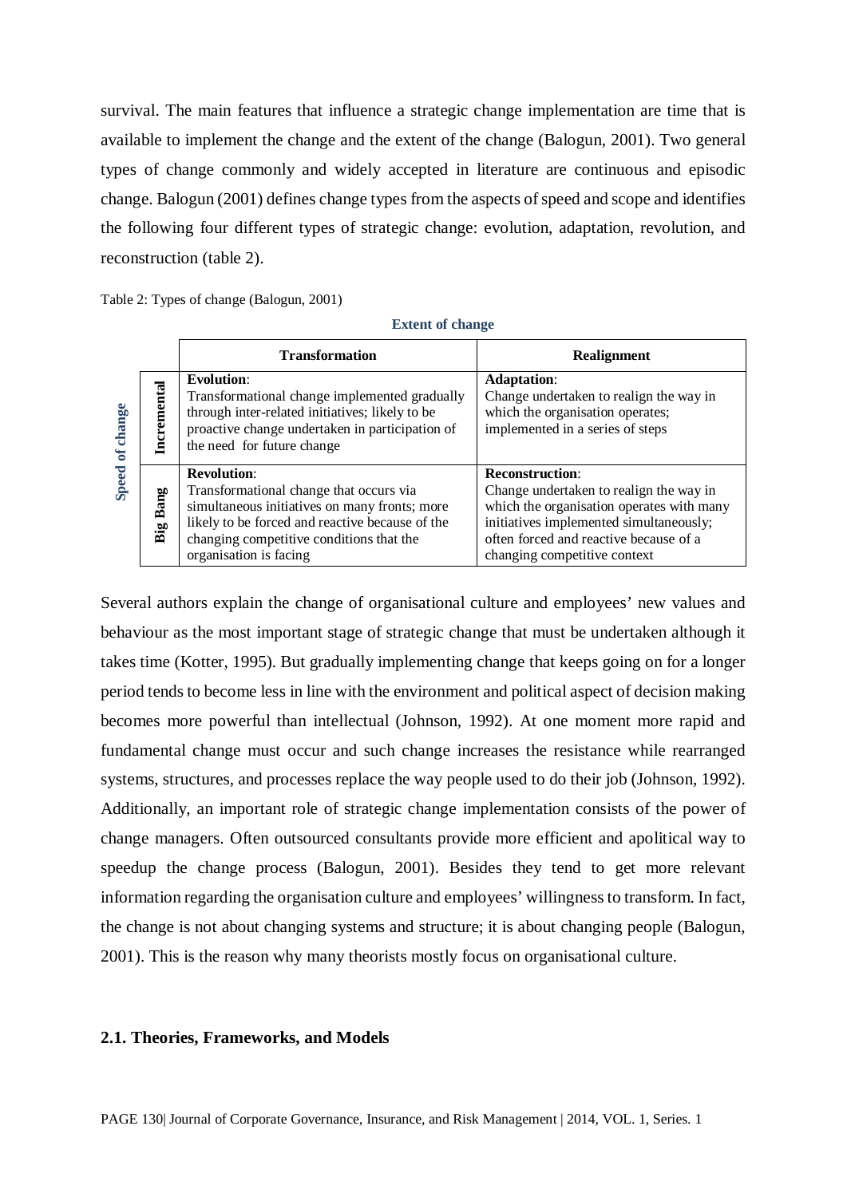survival. The main features that influence a strategic change implementation are time that is available to implement the change and the extent of the change (Balogun, 2001). Two general types of change commonly and widely accepted in literature are continuous and episodic change. Balogun (2001) defines change types from the aspects of speed and scope and identifies the following four different types of strategic change: evolution, adaptation, revolution, and reconstruction (table 2).

Table 2: Types of change (Balogun, 2001)

| | | **Extent of change** | |
|---|---|---|---|
| | | **Transformation** | **Realignment** |
| **Speed of change** | **Incremental** | **Evolution**: Transformational change implemented gradually through inter-related initiatives; likely to be proactive change undertaken in participation of the need for future change | **Adaptation**: Change undertaken to realign the way in which the organisation operates; implemented in a series of steps |
| | **Big Bang** | **Revolution**: Transformational change that occurs via simultaneous initiatives on many fronts; more likely to be forced and reactive because of the changing competitive conditions that the organisation is facing | **Reconstruction**: Change undertaken to realign the way in which the organisation operates with many initiatives implemented simultaneously; often forced and reactive because of a changing competitive context |

Several authors explain the change of organisational culture and employees' new values and behaviour as the most important stage of strategic change that must be undertaken although it takes time (Kotter, 1995). But gradually implementing change that keeps going on for a longer period tends to become less in line with the environment and political aspect of decision making becomes more powerful than intellectual (Johnson, 1992). At one moment more rapid and fundamental change must occur and such change increases the resistance while rearranged systems, structures, and processes replace the way people used to do their job (Johnson, 1992). Additionally, an important role of strategic change implementation consists of the power of change managers. Often outsourced consultants provide more efficient and apolitical way to speedup the change process (Balogun, 2001). Besides they tend to get more relevant information regarding the organisation culture and employees' willingness to transform. In fact, the change is not about changing systems and structure; it is about changing people (Balogun, 2001). This is the reason why many theorists mostly focus on organisational culture.

## 2.1. Theories, Frameworks, and Models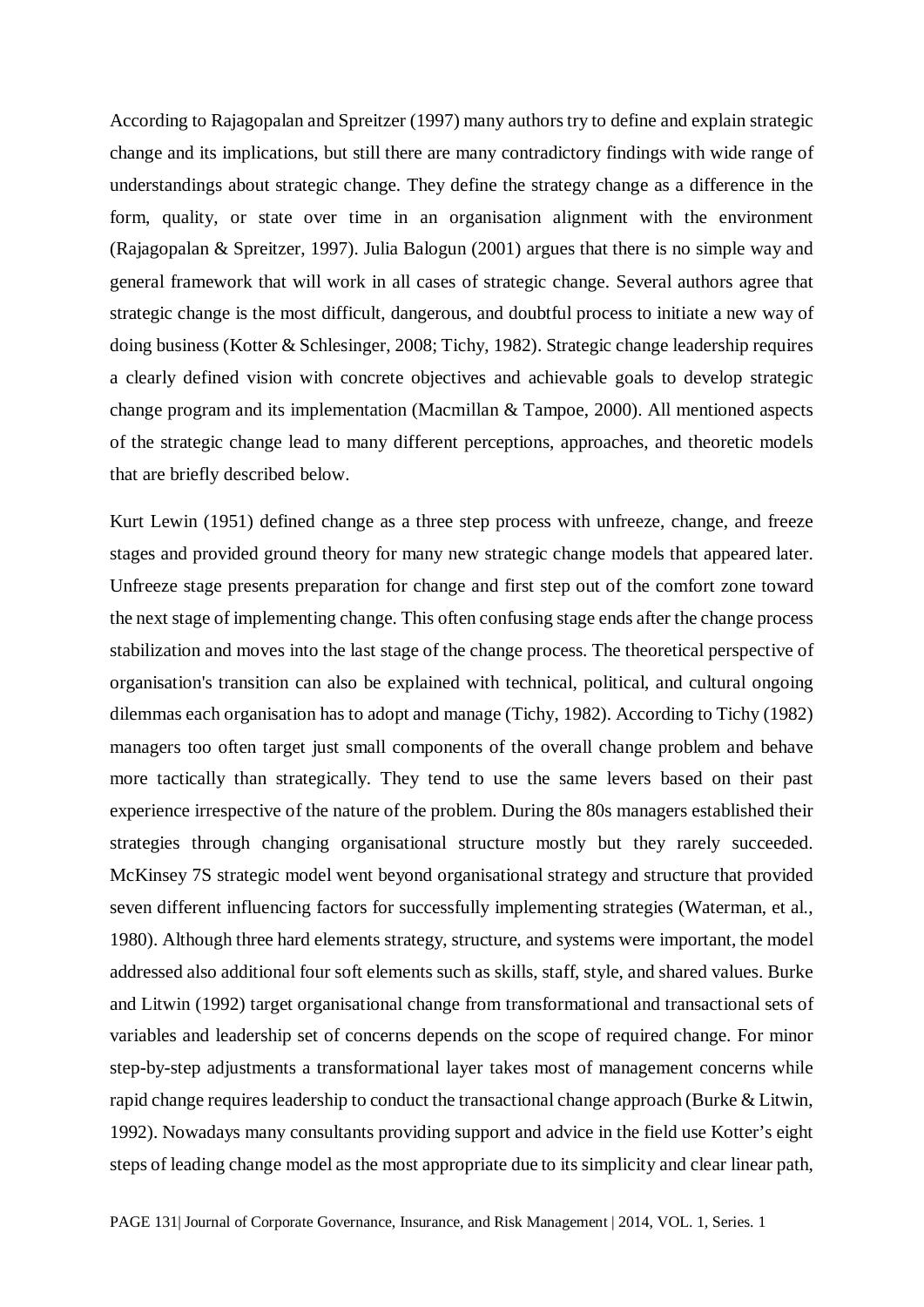According to Rajagopalan and Spreitzer (1997) many authors try to define and explain strategic change and its implications, but still there are many contradictory findings with wide range of understandings about strategic change. They define the strategy change as a difference in the form, quality, or state over time in an organisation alignment with the environment (Rajagopalan & Spreitzer, 1997). Julia Balogun (2001) argues that there is no simple way and general framework that will work in all cases of strategic change. Several authors agree that strategic change is the most difficult, dangerous, and doubtful process to initiate a new way of doing business (Kotter & Schlesinger, 2008; Tichy, 1982). Strategic change leadership requires a clearly defined vision with concrete objectives and achievable goals to develop strategic change program and its implementation (Macmillan & Tampoe, 2000). All mentioned aspects of the strategic change lead to many different perceptions, approaches, and theoretic models that are briefly described below.

Kurt Lewin (1951) defined change as a three step process with unfreeze, change, and freeze stages and provided ground theory for many new strategic change models that appeared later. Unfreeze stage presents preparation for change and first step out of the comfort zone toward the next stage of implementing change. This often confusing stage ends after the change process stabilization and moves into the last stage of the change process. The theoretical perspective of organisation's transition can also be explained with technical, political, and cultural ongoing dilemmas each organisation has to adopt and manage (Tichy, 1982). According to Tichy (1982) managers too often target just small components of the overall change problem and behave more tactically than strategically. They tend to use the same levers based on their past experience irrespective of the nature of the problem. During the 80s managers established their strategies through changing organisational structure mostly but they rarely succeeded. McKinsey 7S strategic model went beyond organisational strategy and structure that provided seven different influencing factors for successfully implementing strategies (Waterman, et al., 1980). Although three hard elements strategy, structure, and systems were important, the model addressed also additional four soft elements such as skills, staff, style, and shared values. Burke and Litwin (1992) target organisational change from transformational and transactional sets of variables and leadership set of concerns depends on the scope of required change. For minor step-by-step adjustments a transformational layer takes most of management concerns while rapid change requires leadership to conduct the transactional change approach (Burke & Litwin, 1992). Nowadays many consultants providing support and advice in the field use Kotter's eight steps of leading change model as the most appropriate due to its simplicity and clear linear path,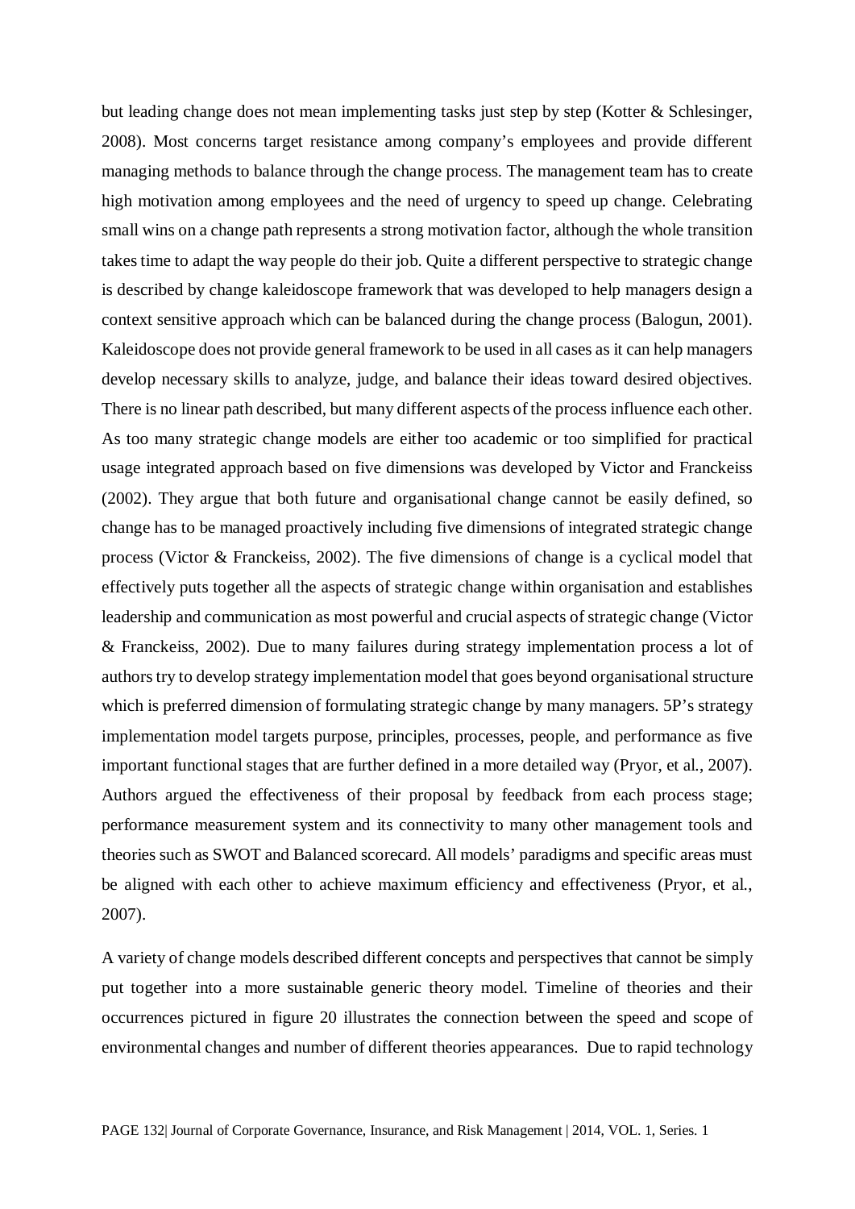but leading change does not mean implementing tasks just step by step (Kotter & Schlesinger, 2008). Most concerns target resistance among company's employees and provide different managing methods to balance through the change process. The management team has to create high motivation among employees and the need of urgency to speed up change. Celebrating small wins on a change path represents a strong motivation factor, although the whole transition takes time to adapt the way people do their job. Quite a different perspective to strategic change is described by change kaleidoscope framework that was developed to help managers design a context sensitive approach which can be balanced during the change process (Balogun, 2001). Kaleidoscope does not provide general framework to be used in all cases as it can help managers develop necessary skills to analyze, judge, and balance their ideas toward desired objectives. There is no linear path described, but many different aspects of the process influence each other. As too many strategic change models are either too academic or too simplified for practical usage integrated approach based on five dimensions was developed by Victor and Franckeiss (2002). They argue that both future and organisational change cannot be easily defined, so change has to be managed proactively including five dimensions of integrated strategic change process (Victor & Franckeiss, 2002). The five dimensions of change is a cyclical model that effectively puts together all the aspects of strategic change within organisation and establishes leadership and communication as most powerful and crucial aspects of strategic change (Victor & Franckeiss, 2002). Due to many failures during strategy implementation process a lot of authors try to develop strategy implementation model that goes beyond organisational structure which is preferred dimension of formulating strategic change by many managers. 5P's strategy implementation model targets purpose, principles, processes, people, and performance as five important functional stages that are further defined in a more detailed way (Pryor, et al., 2007). Authors argued the effectiveness of their proposal by feedback from each process stage; performance measurement system and its connectivity to many other management tools and theories such as SWOT and Balanced scorecard. All models' paradigms and specific areas must be aligned with each other to achieve maximum efficiency and effectiveness (Pryor, et al., 2007).

A variety of change models described different concepts and perspectives that cannot be simply put together into a more sustainable generic theory model. Timeline of theories and their occurrences pictured in figure 20 illustrates the connection between the speed and scope of environmental changes and number of different theories appearances. Due to rapid technology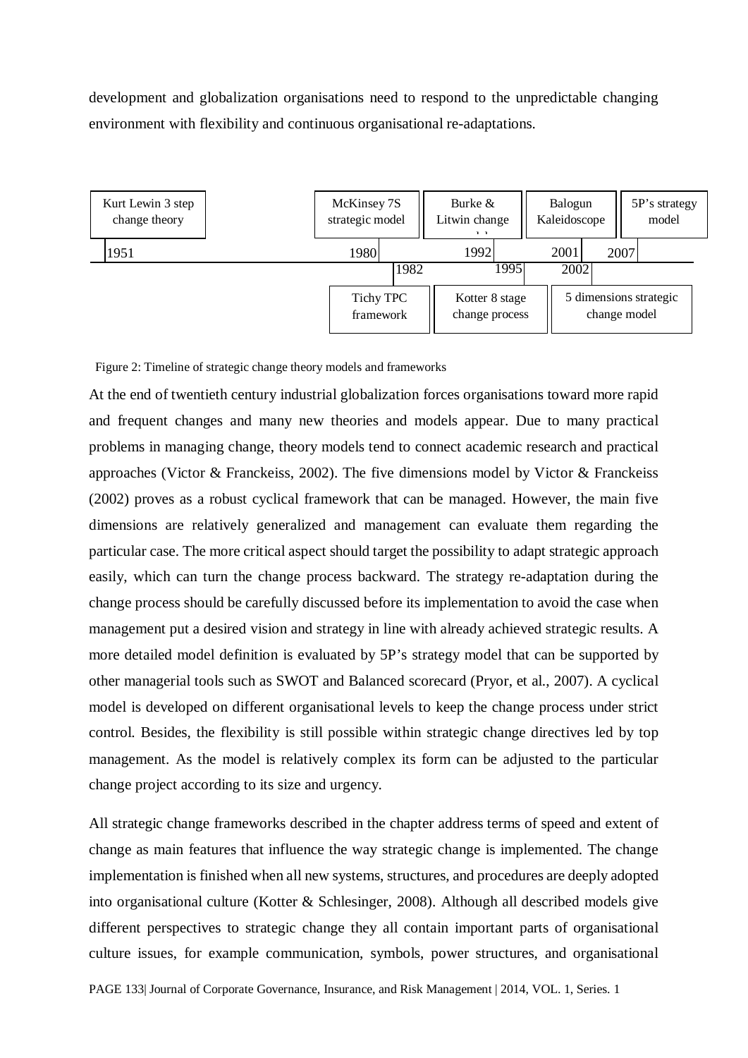development and globalization organisations need to respond to the unpredictable changing environment with flexibility and continuous organisational re-adaptations.

| Year | Model / Framework |
|---|---|
| 1951 | Kurt Lewin 3 step change theory |
| 1980 | McKinsey 7S strategic model |
| 1982 | Tichy TPC framework |
| 1992 | Burke & Litwin change |
| 1995 | Kotter 8 stage change process |
| 2001 | Balogun Kaleidoscope |
| 2002 | 5 dimensions strategic change model |
| 2007 | 5P's strategy model |

Figure 2: Timeline of strategic change theory models and frameworks

At the end of twentieth century industrial globalization forces organisations toward more rapid and frequent changes and many new theories and models appear. Due to many practical problems in managing change, theory models tend to connect academic research and practical approaches (Victor & Franckeiss, 2002). The five dimensions model by Victor & Franckeiss (2002) proves as a robust cyclical framework that can be managed. However, the main five dimensions are relatively generalized and management can evaluate them regarding the particular case. The more critical aspect should target the possibility to adapt strategic approach easily, which can turn the change process backward. The strategy re-adaptation during the change process should be carefully discussed before its implementation to avoid the case when management put a desired vision and strategy in line with already achieved strategic results. A more detailed model definition is evaluated by 5P's strategy model that can be supported by other managerial tools such as SWOT and Balanced scorecard (Pryor, et al., 2007). A cyclical model is developed on different organisational levels to keep the change process under strict control. Besides, the flexibility is still possible within strategic change directives led by top management. As the model is relatively complex its form can be adjusted to the particular change project according to its size and urgency.

All strategic change frameworks described in the chapter address terms of speed and extent of change as main features that influence the way strategic change is implemented. The change implementation is finished when all new systems, structures, and procedures are deeply adopted into organisational culture (Kotter & Schlesinger, 2008). Although all described models give different perspectives to strategic change they all contain important parts of organisational culture issues, for example communication, symbols, power structures, and organisational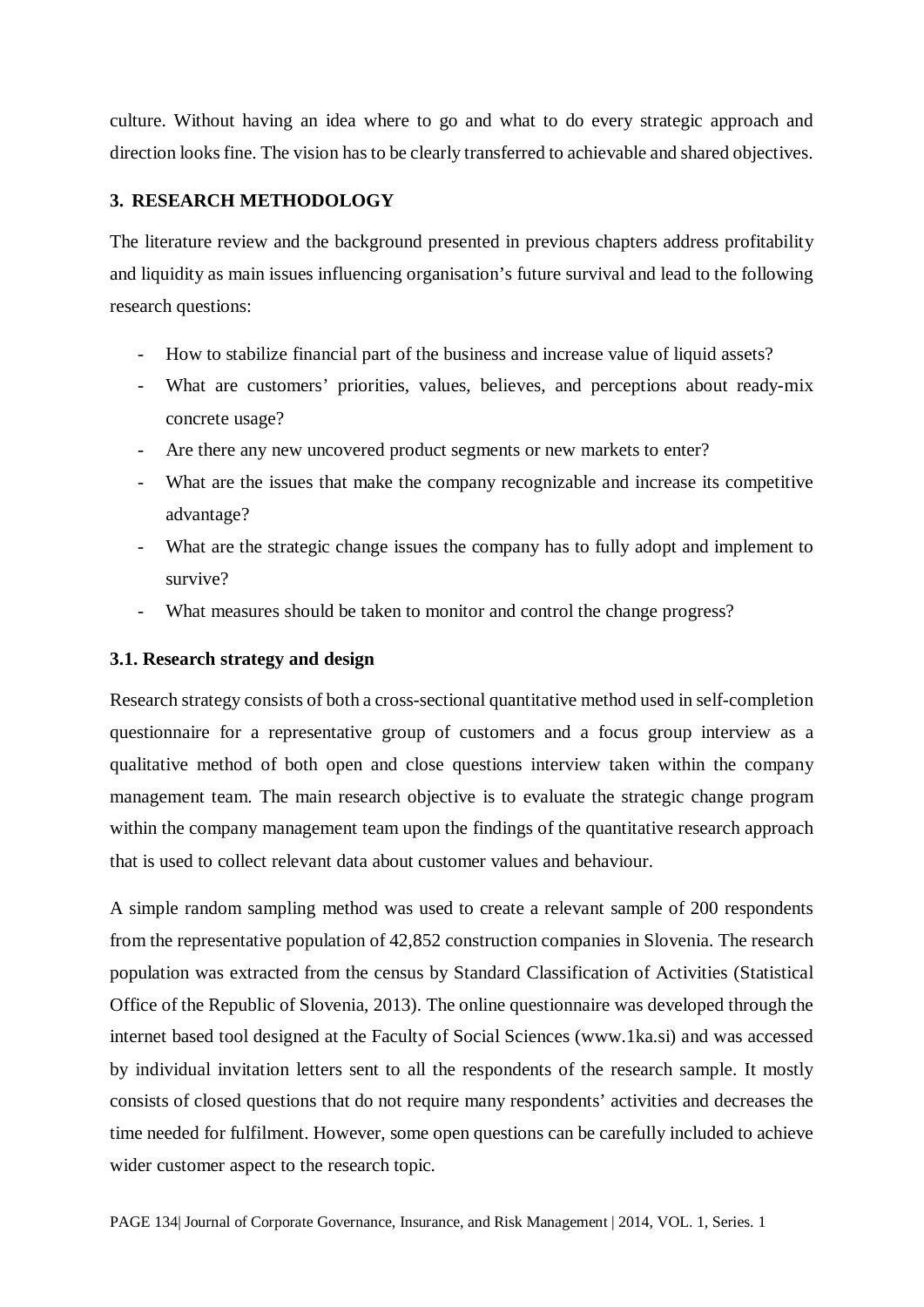culture. Without having an idea where to go and what to do every strategic approach and direction looks fine. The vision has to be clearly transferred to achievable and shared objectives.

## 3. RESEARCH METHODOLOGY

The literature review and the background presented in previous chapters address profitability and liquidity as main issues influencing organisation's future survival and lead to the following research questions:

- How to stabilize financial part of the business and increase value of liquid assets?
- What are customers' priorities, values, believes, and perceptions about ready-mix concrete usage?
- Are there any new uncovered product segments or new markets to enter?
- What are the issues that make the company recognizable and increase its competitive advantage?
- What are the strategic change issues the company has to fully adopt and implement to survive?
- What measures should be taken to monitor and control the change progress?

### 3.1. Research strategy and design

Research strategy consists of both a cross-sectional quantitative method used in self-completion questionnaire for a representative group of customers and a focus group interview as a qualitative method of both open and close questions interview taken within the company management team. The main research objective is to evaluate the strategic change program within the company management team upon the findings of the quantitative research approach that is used to collect relevant data about customer values and behaviour.

A simple random sampling method was used to create a relevant sample of 200 respondents from the representative population of 42,852 construction companies in Slovenia. The research population was extracted from the census by Standard Classification of Activities (Statistical Office of the Republic of Slovenia, 2013). The online questionnaire was developed through the internet based tool designed at the Faculty of Social Sciences (www.1ka.si) and was accessed by individual invitation letters sent to all the respondents of the research sample. It mostly consists of closed questions that do not require many respondents' activities and decreases the time needed for fulfilment. However, some open questions can be carefully included to achieve wider customer aspect to the research topic.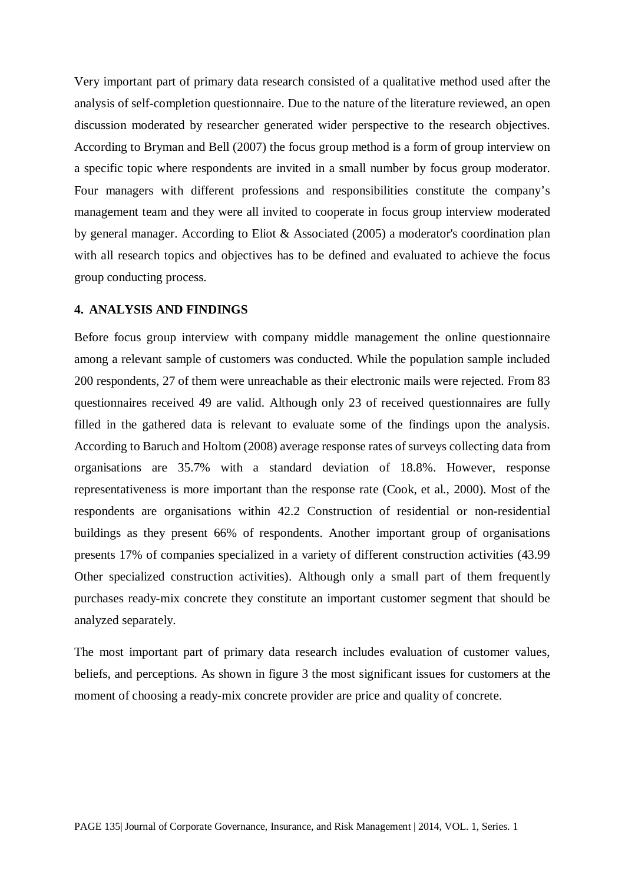Very important part of primary data research consisted of a qualitative method used after the analysis of self-completion questionnaire. Due to the nature of the literature reviewed, an open discussion moderated by researcher generated wider perspective to the research objectives. According to Bryman and Bell (2007) the focus group method is a form of group interview on a specific topic where respondents are invited in a small number by focus group moderator. Four managers with different professions and responsibilities constitute the company's management team and they were all invited to cooperate in focus group interview moderated by general manager. According to Eliot & Associated (2005) a moderator's coordination plan with all research topics and objectives has to be defined and evaluated to achieve the focus group conducting process.

## 4. ANALYSIS AND FINDINGS

Before focus group interview with company middle management the online questionnaire among a relevant sample of customers was conducted. While the population sample included 200 respondents, 27 of them were unreachable as their electronic mails were rejected. From 83 questionnaires received 49 are valid. Although only 23 of received questionnaires are fully filled in the gathered data is relevant to evaluate some of the findings upon the analysis. According to Baruch and Holtom (2008) average response rates of surveys collecting data from organisations are 35.7% with a standard deviation of 18.8%. However, response representativeness is more important than the response rate (Cook, et al., 2000). Most of the respondents are organisations within 42.2 Construction of residential or non-residential buildings as they present 66% of respondents. Another important group of organisations presents 17% of companies specialized in a variety of different construction activities (43.99 Other specialized construction activities). Although only a small part of them frequently purchases ready-mix concrete they constitute an important customer segment that should be analyzed separately.

The most important part of primary data research includes evaluation of customer values, beliefs, and perceptions. As shown in figure 3 the most significant issues for customers at the moment of choosing a ready-mix concrete provider are price and quality of concrete.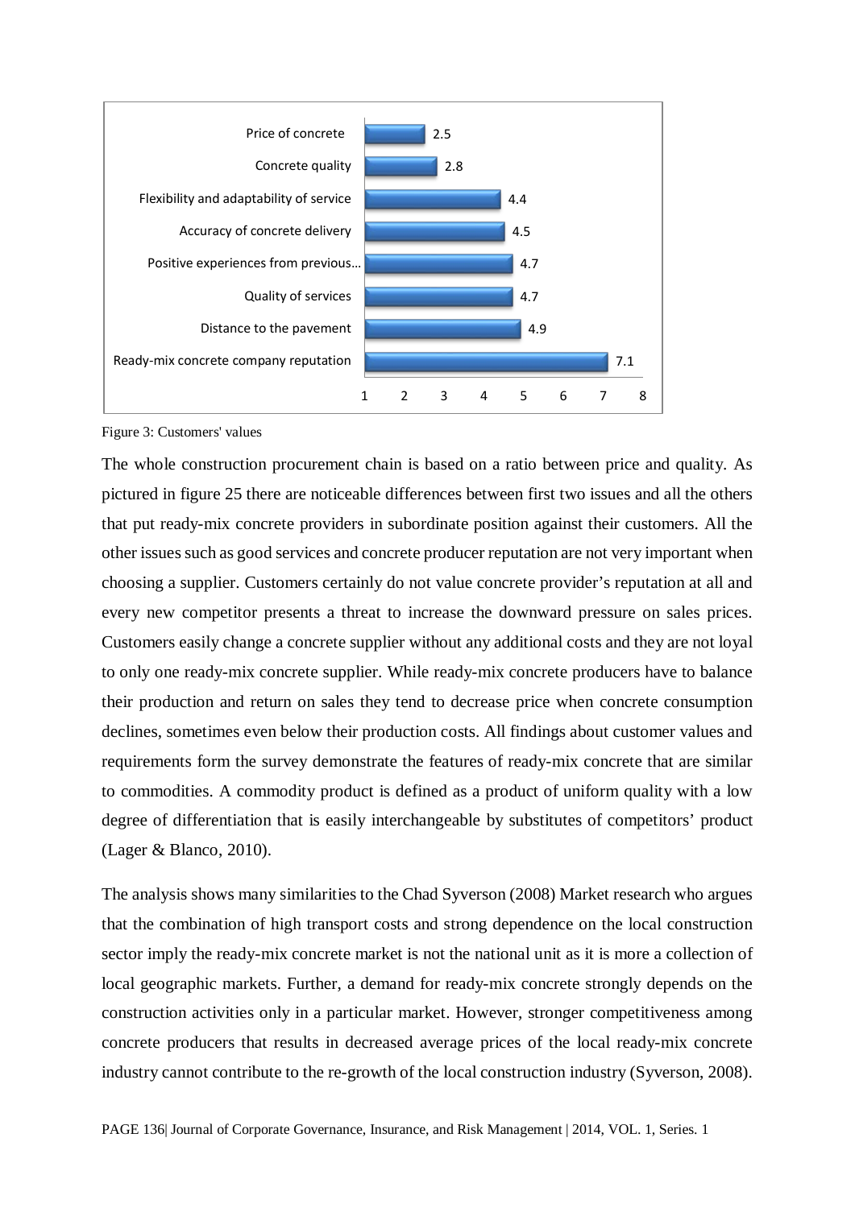| Customers' values | Value |
|---|---|
| Price of concrete | 2.5 |
| Concrete quality | 2.8 |
| Flexibility and adaptability of service | 4.4 |
| Accuracy of concrete delivery | 4.5 |
| Positive experiences from previous… | 4.7 |
| Quality of services | 4.7 |
| Distance to the pavement | 4.9 |
| Ready-mix concrete company reputation | 7.1 |

Figure 3: Customers' values

The whole construction procurement chain is based on a ratio between price and quality. As pictured in figure 25 there are noticeable differences between first two issues and all the others that put ready-mix concrete providers in subordinate position against their customers. All the other issues such as good services and concrete producer reputation are not very important when choosing a supplier. Customers certainly do not value concrete provider's reputation at all and every new competitor presents a threat to increase the downward pressure on sales prices. Customers easily change a concrete supplier without any additional costs and they are not loyal to only one ready-mix concrete supplier. While ready-mix concrete producers have to balance their production and return on sales they tend to decrease price when concrete consumption declines, sometimes even below their production costs. All findings about customer values and requirements form the survey demonstrate the features of ready-mix concrete that are similar to commodities. A commodity product is defined as a product of uniform quality with a low degree of differentiation that is easily interchangeable by substitutes of competitors' product (Lager & Blanco, 2010).

The analysis shows many similarities to the Chad Syverson (2008) Market research who argues that the combination of high transport costs and strong dependence on the local construction sector imply the ready-mix concrete market is not the national unit as it is more a collection of local geographic markets. Further, a demand for ready-mix concrete strongly depends on the construction activities only in a particular market. However, stronger competitiveness among concrete producers that results in decreased average prices of the local ready-mix concrete industry cannot contribute to the re-growth of the local construction industry (Syverson, 2008).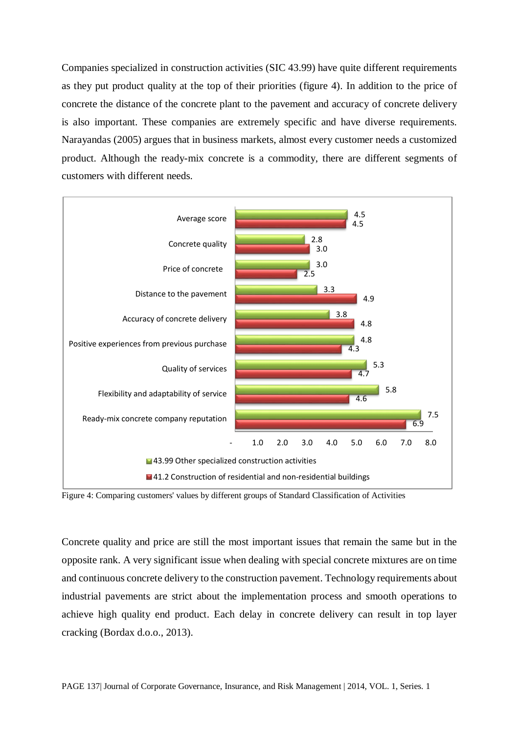Companies specialized in construction activities (SIC 43.99) have quite different requirements as they put product quality at the top of their priorities (figure 4). In addition to the price of concrete the distance of the concrete plant to the pavement and accuracy of concrete delivery is also important. These companies are extremely specific and have diverse requirements. Narayandas (2005) argues that in business markets, almost every customer needs a customized product. Although the ready-mix concrete is a commodity, there are different segments of customers with different needs.

| | 43.99 Other specialized construction activities | 41.2 Construction of residential and non-residential buildings |
|---|---|---|
| Average score | 4.5 | 4.5 |
| Concrete quality | 2.8 | 3.0 |
| Price of concrete | 3.0 | 2.5 |
| Distance to the pavement | 3.3 | 4.9 |
| Accuracy of concrete delivery | 3.8 | 4.8 |
| Positive experiences from previous purchase | 4.8 | 4.3 |
| Quality of services | 5.3 | 4.7 |
| Flexibility and adaptability of service | 5.8 | 4.6 |
| Ready-mix concrete company reputation | 7.5 | 6.9 |

Figure 4: Comparing customers' values by different groups of Standard Classification of Activities

Concrete quality and price are still the most important issues that remain the same but in the opposite rank. A very significant issue when dealing with special concrete mixtures are on time and continuous concrete delivery to the construction pavement. Technology requirements about industrial pavements are strict about the implementation process and smooth operations to achieve high quality end product. Each delay in concrete delivery can result in top layer cracking (Bordax d.o.o., 2013).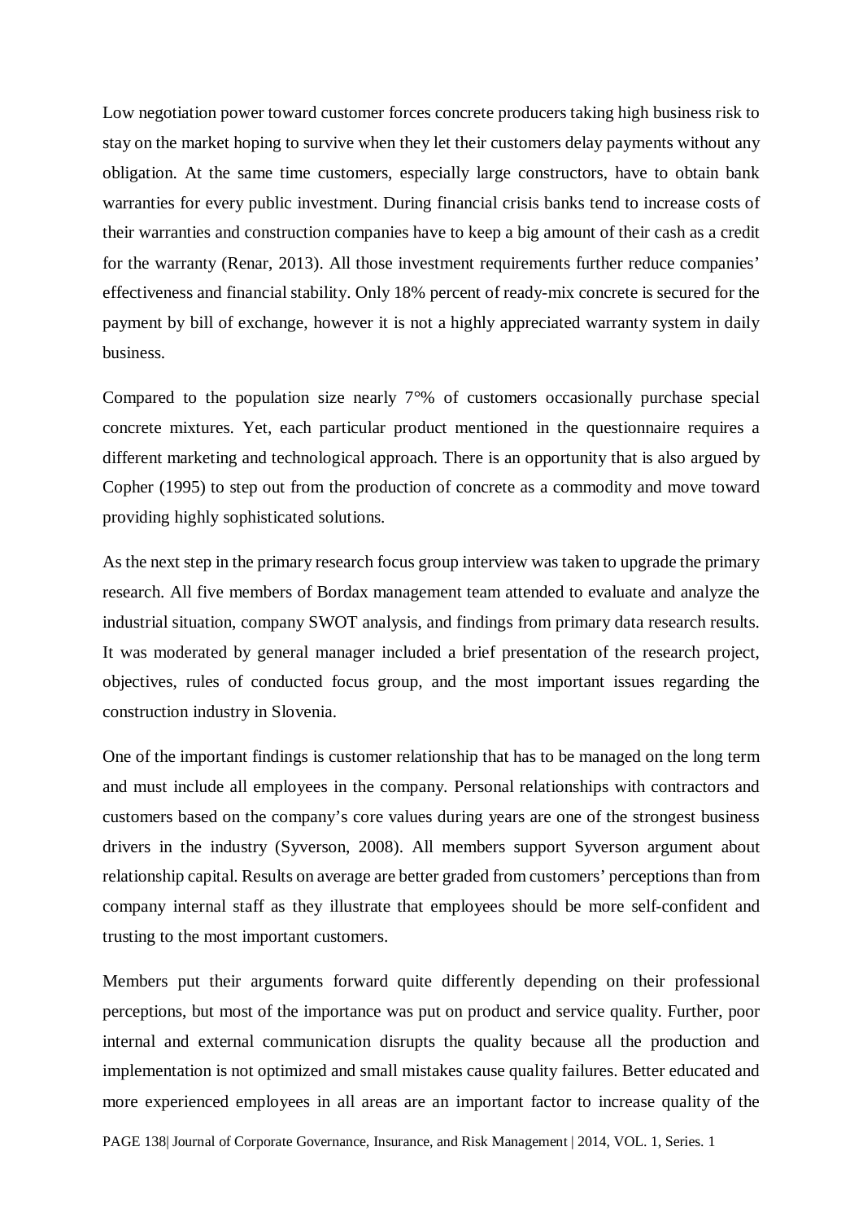Low negotiation power toward customer forces concrete producers taking high business risk to stay on the market hoping to survive when they let their customers delay payments without any obligation. At the same time customers, especially large constructors, have to obtain bank warranties for every public investment. During financial crisis banks tend to increase costs of their warranties and construction companies have to keep a big amount of their cash as a credit for the warranty (Renar, 2013). All those investment requirements further reduce companies' effectiveness and financial stability. Only 18% percent of ready-mix concrete is secured for the payment by bill of exchange, however it is not a highly appreciated warranty system in daily business.

Compared to the population size nearly 7°% of customers occasionally purchase special concrete mixtures. Yet, each particular product mentioned in the questionnaire requires a different marketing and technological approach. There is an opportunity that is also argued by Copher (1995) to step out from the production of concrete as a commodity and move toward providing highly sophisticated solutions.

As the next step in the primary research focus group interview was taken to upgrade the primary research. All five members of Bordax management team attended to evaluate and analyze the industrial situation, company SWOT analysis, and findings from primary data research results. It was moderated by general manager included a brief presentation of the research project, objectives, rules of conducted focus group, and the most important issues regarding the construction industry in Slovenia.

One of the important findings is customer relationship that has to be managed on the long term and must include all employees in the company. Personal relationships with contractors and customers based on the company's core values during years are one of the strongest business drivers in the industry (Syverson, 2008). All members support Syverson argument about relationship capital. Results on average are better graded from customers' perceptions than from company internal staff as they illustrate that employees should be more self-confident and trusting to the most important customers.

Members put their arguments forward quite differently depending on their professional perceptions, but most of the importance was put on product and service quality. Further, poor internal and external communication disrupts the quality because all the production and implementation is not optimized and small mistakes cause quality failures. Better educated and more experienced employees in all areas are an important factor to increase quality of the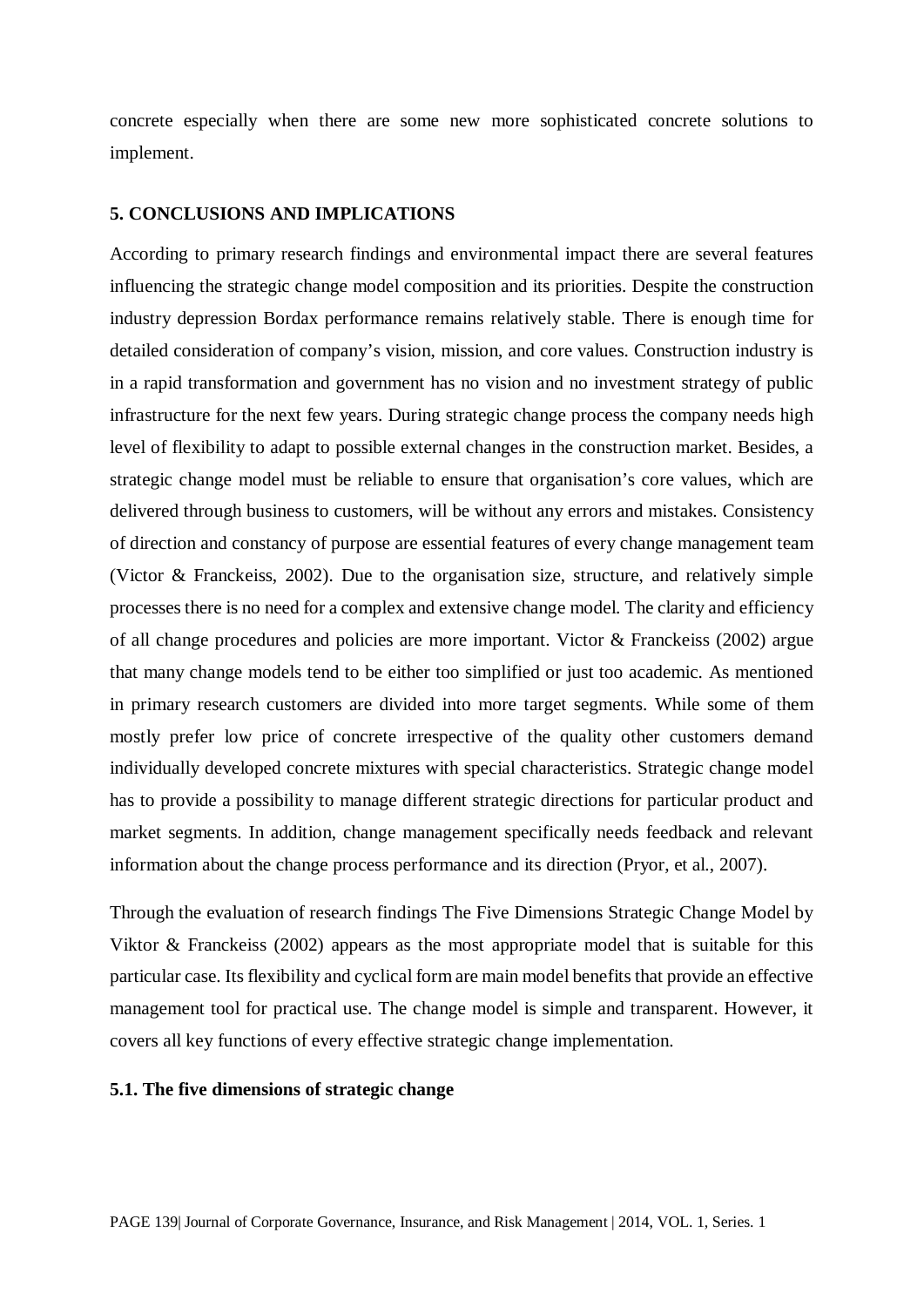concrete especially when there are some new more sophisticated concrete solutions to implement.

## 5. CONCLUSIONS AND IMPLICATIONS

According to primary research findings and environmental impact there are several features influencing the strategic change model composition and its priorities. Despite the construction industry depression Bordax performance remains relatively stable. There is enough time for detailed consideration of company's vision, mission, and core values. Construction industry is in a rapid transformation and government has no vision and no investment strategy of public infrastructure for the next few years. During strategic change process the company needs high level of flexibility to adapt to possible external changes in the construction market. Besides, a strategic change model must be reliable to ensure that organisation's core values, which are delivered through business to customers, will be without any errors and mistakes. Consistency of direction and constancy of purpose are essential features of every change management team (Victor & Franckeiss, 2002). Due to the organisation size, structure, and relatively simple processes there is no need for a complex and extensive change model. The clarity and efficiency of all change procedures and policies are more important. Victor & Franckeiss (2002) argue that many change models tend to be either too simplified or just too academic. As mentioned in primary research customers are divided into more target segments. While some of them mostly prefer low price of concrete irrespective of the quality other customers demand individually developed concrete mixtures with special characteristics. Strategic change model has to provide a possibility to manage different strategic directions for particular product and market segments. In addition, change management specifically needs feedback and relevant information about the change process performance and its direction (Pryor, et al., 2007).

Through the evaluation of research findings The Five Dimensions Strategic Change Model by Viktor & Franckeiss (2002) appears as the most appropriate model that is suitable for this particular case. Its flexibility and cyclical form are main model benefits that provide an effective management tool for practical use. The change model is simple and transparent. However, it covers all key functions of every effective strategic change implementation.

### 5.1. The five dimensions of strategic change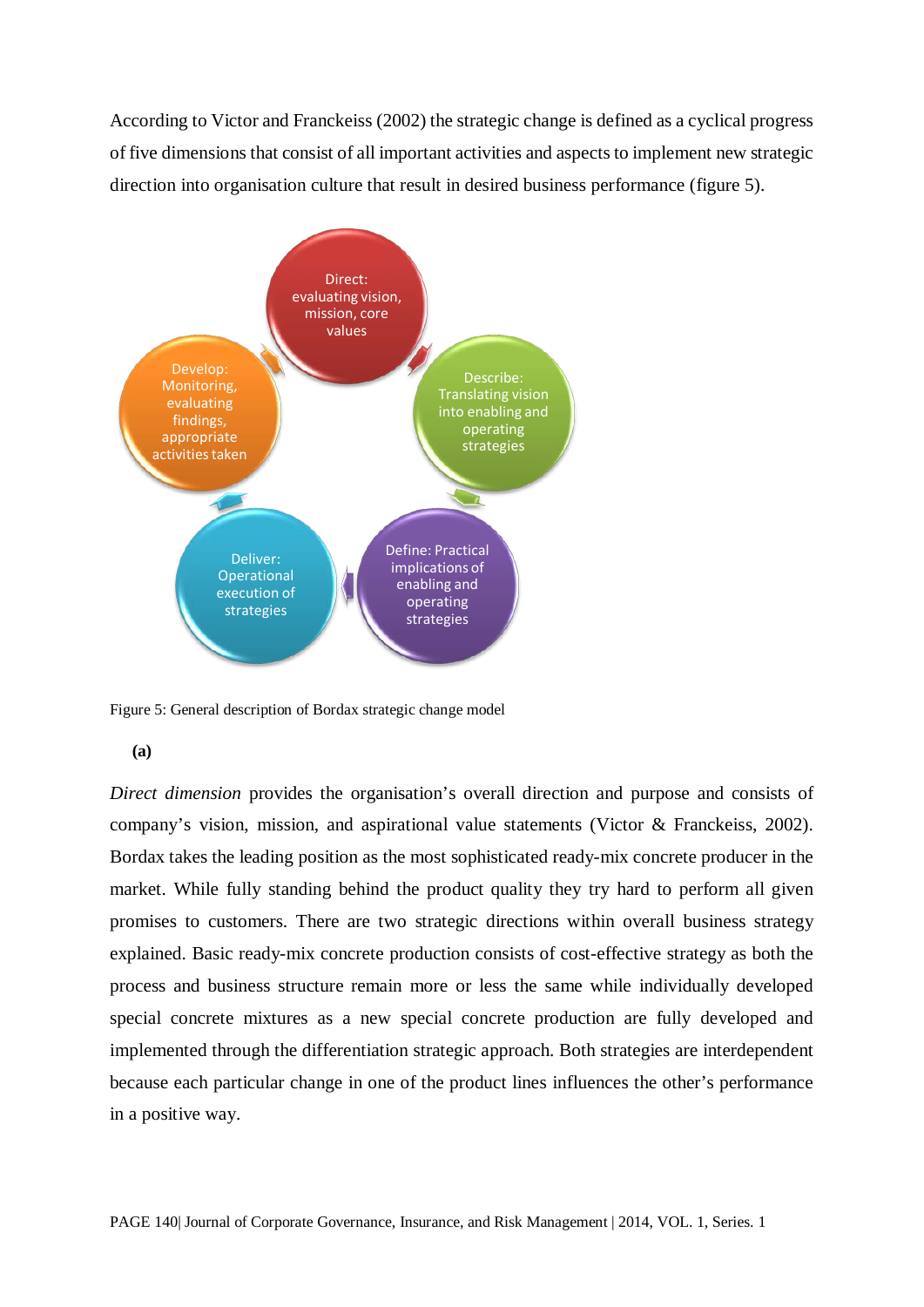According to Victor and Franckeiss (2002) the strategic change is defined as a cyclical progress of five dimensions that consist of all important activities and aspects to implement new strategic direction into organisation culture that result in desired business performance (figure 5).

Direct: evaluating vision, mission, core values

Describe: Translating vision into enabling and operating strategies

Define: Practical implications of enabling and operating strategies

Deliver: Operational execution of strategies

Develop: Monitoring, evaluating findings, appropriate activities taken

Figure 5: General description of Bordax strategic change model

**(a)**

*Direct dimension* provides the organisation's overall direction and purpose and consists of company's vision, mission, and aspirational value statements (Victor & Franckeiss, 2002). Bordax takes the leading position as the most sophisticated ready-mix concrete producer in the market. While fully standing behind the product quality they try hard to perform all given promises to customers. There are two strategic directions within overall business strategy explained. Basic ready-mix concrete production consists of cost-effective strategy as both the process and business structure remain more or less the same while individually developed special concrete mixtures as a new special concrete production are fully developed and implemented through the differentiation strategic approach. Both strategies are interdependent because each particular change in one of the product lines influences the other's performance in a positive way.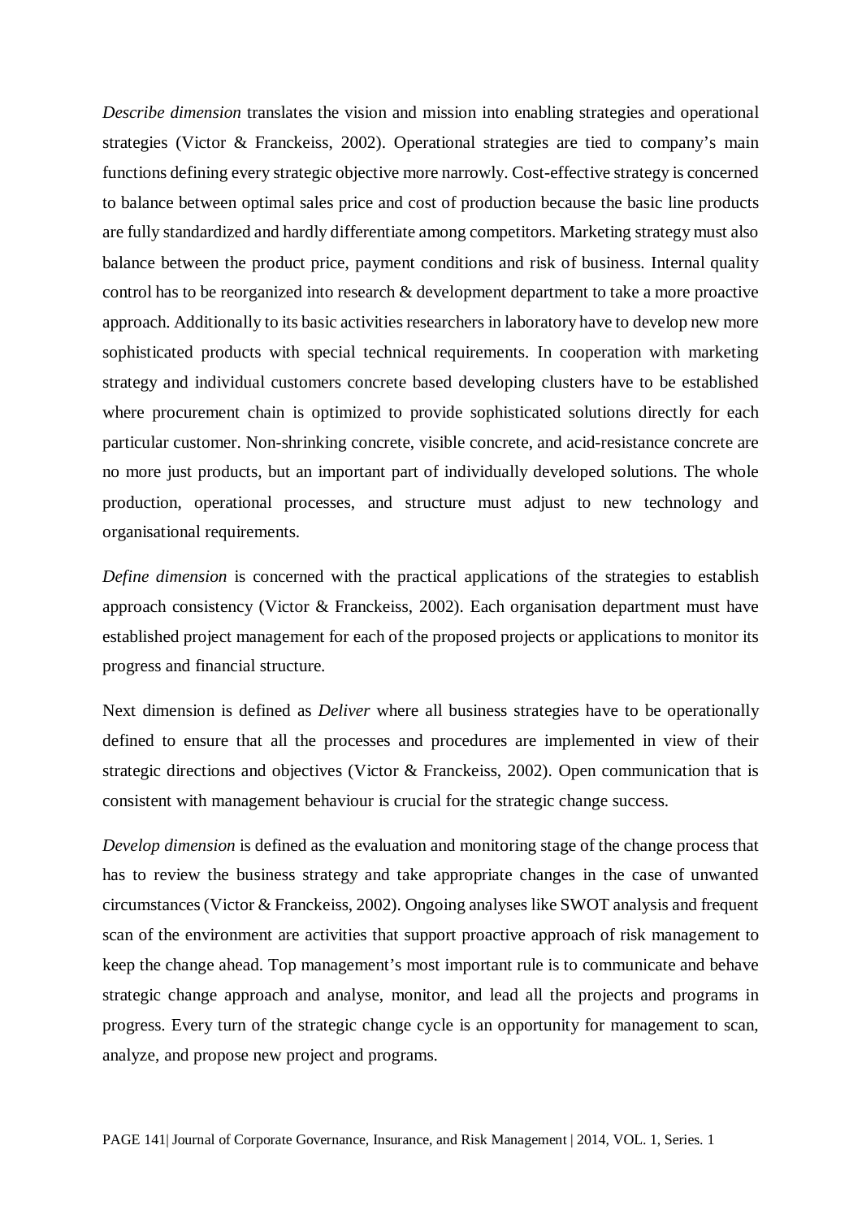*Describe dimension* translates the vision and mission into enabling strategies and operational strategies (Victor & Franckeiss, 2002). Operational strategies are tied to company's main functions defining every strategic objective more narrowly. Cost-effective strategy is concerned to balance between optimal sales price and cost of production because the basic line products are fully standardized and hardly differentiate among competitors. Marketing strategy must also balance between the product price, payment conditions and risk of business. Internal quality control has to be reorganized into research & development department to take a more proactive approach. Additionally to its basic activities researchers in laboratory have to develop new more sophisticated products with special technical requirements. In cooperation with marketing strategy and individual customers concrete based developing clusters have to be established where procurement chain is optimized to provide sophisticated solutions directly for each particular customer. Non-shrinking concrete, visible concrete, and acid-resistance concrete are no more just products, but an important part of individually developed solutions. The whole production, operational processes, and structure must adjust to new technology and organisational requirements.

*Define dimension* is concerned with the practical applications of the strategies to establish approach consistency (Victor & Franckeiss, 2002). Each organisation department must have established project management for each of the proposed projects or applications to monitor its progress and financial structure.

Next dimension is defined as *Deliver* where all business strategies have to be operationally defined to ensure that all the processes and procedures are implemented in view of their strategic directions and objectives (Victor & Franckeiss, 2002). Open communication that is consistent with management behaviour is crucial for the strategic change success.

*Develop dimension* is defined as the evaluation and monitoring stage of the change process that has to review the business strategy and take appropriate changes in the case of unwanted circumstances (Victor & Franckeiss, 2002). Ongoing analyses like SWOT analysis and frequent scan of the environment are activities that support proactive approach of risk management to keep the change ahead. Top management's most important rule is to communicate and behave strategic change approach and analyse, monitor, and lead all the projects and programs in progress. Every turn of the strategic change cycle is an opportunity for management to scan, analyze, and propose new project and programs.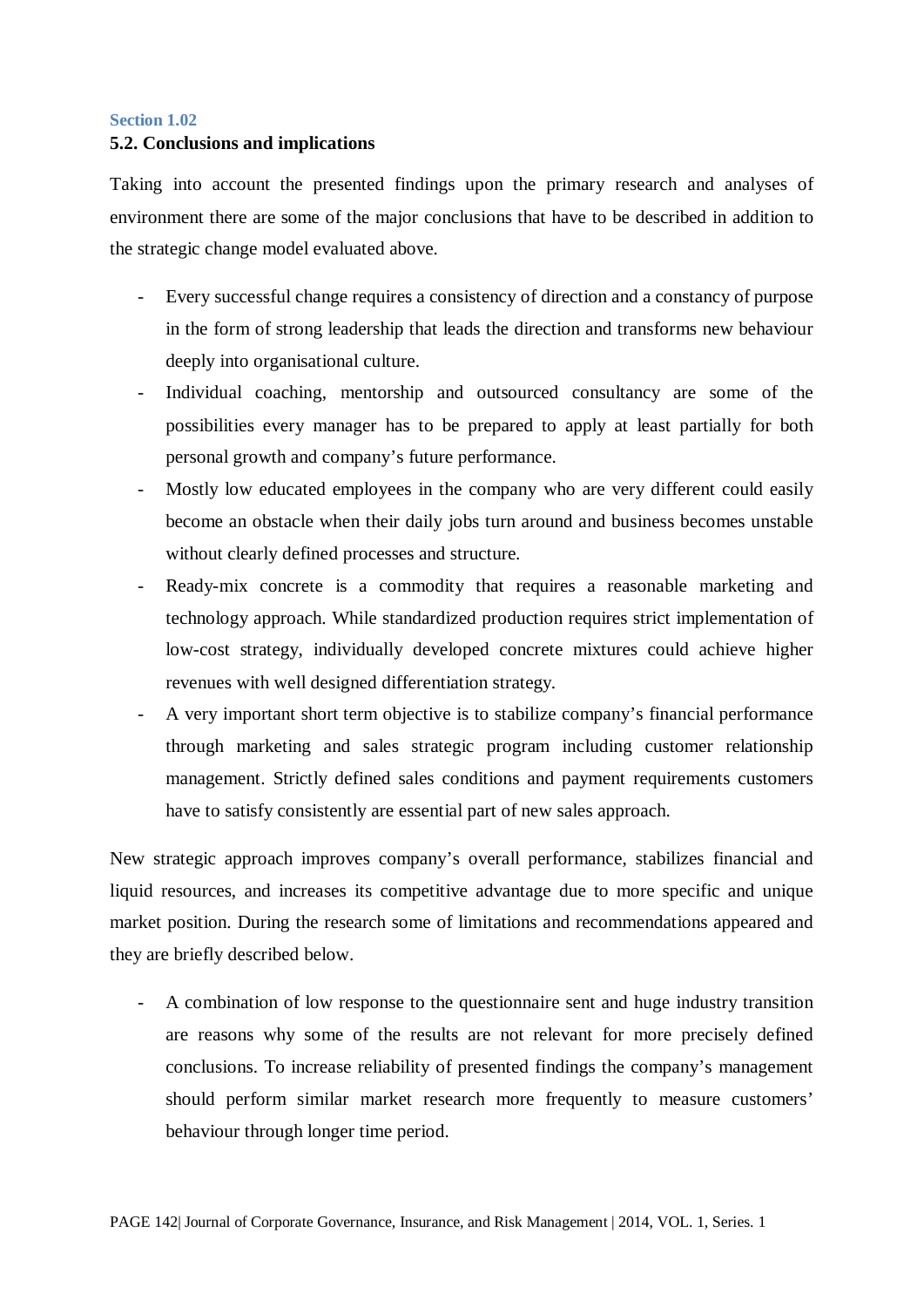Section 1.02

## 5.2. Conclusions and implications

Taking into account the presented findings upon the primary research and analyses of environment there are some of the major conclusions that have to be described in addition to the strategic change model evaluated above.

- Every successful change requires a consistency of direction and a constancy of purpose in the form of strong leadership that leads the direction and transforms new behaviour deeply into organisational culture.
- Individual coaching, mentorship and outsourced consultancy are some of the possibilities every manager has to be prepared to apply at least partially for both personal growth and company's future performance.
- Mostly low educated employees in the company who are very different could easily become an obstacle when their daily jobs turn around and business becomes unstable without clearly defined processes and structure.
- Ready-mix concrete is a commodity that requires a reasonable marketing and technology approach. While standardized production requires strict implementation of low-cost strategy, individually developed concrete mixtures could achieve higher revenues with well designed differentiation strategy.
- A very important short term objective is to stabilize company's financial performance through marketing and sales strategic program including customer relationship management. Strictly defined sales conditions and payment requirements customers have to satisfy consistently are essential part of new sales approach.

New strategic approach improves company's overall performance, stabilizes financial and liquid resources, and increases its competitive advantage due to more specific and unique market position. During the research some of limitations and recommendations appeared and they are briefly described below.

- A combination of low response to the questionnaire sent and huge industry transition are reasons why some of the results are not relevant for more precisely defined conclusions. To increase reliability of presented findings the company's management should perform similar market research more frequently to measure customers' behaviour through longer time period.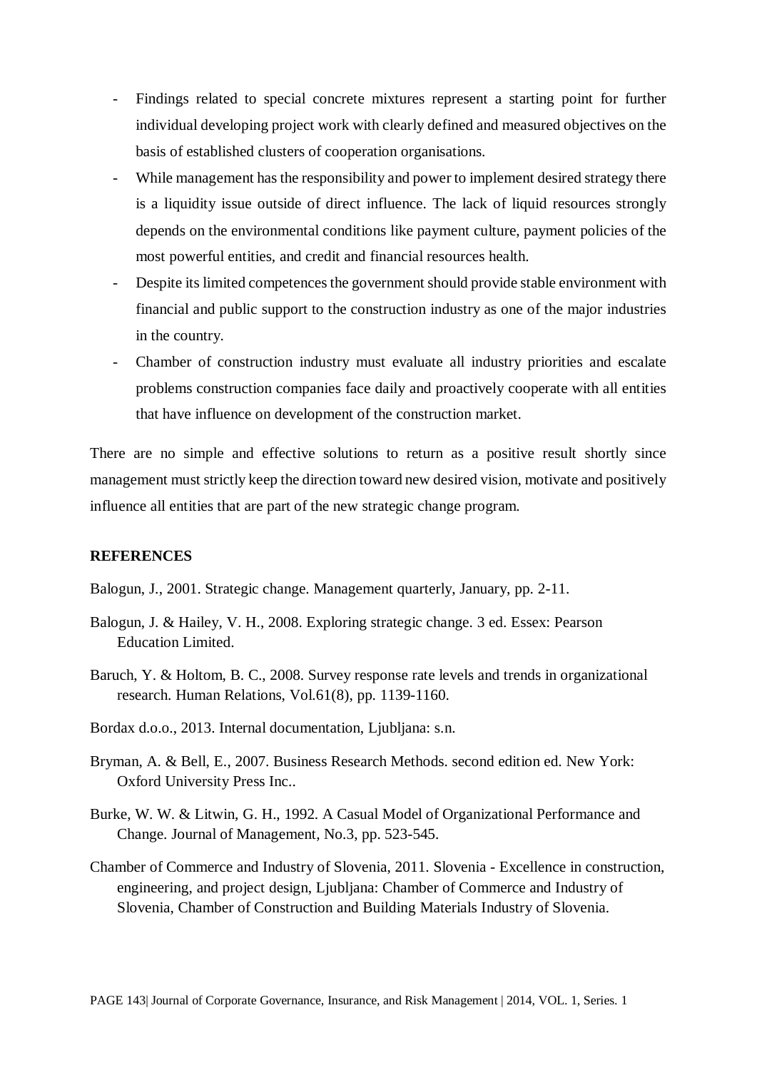- Findings related to special concrete mixtures represent a starting point for further individual developing project work with clearly defined and measured objectives on the basis of established clusters of cooperation organisations.
- While management has the responsibility and power to implement desired strategy there is a liquidity issue outside of direct influence. The lack of liquid resources strongly depends on the environmental conditions like payment culture, payment policies of the most powerful entities, and credit and financial resources health.
- Despite its limited competences the government should provide stable environment with financial and public support to the construction industry as one of the major industries in the country.
- Chamber of construction industry must evaluate all industry priorities and escalate problems construction companies face daily and proactively cooperate with all entities that have influence on development of the construction market.

There are no simple and effective solutions to return as a positive result shortly since management must strictly keep the direction toward new desired vision, motivate and positively influence all entities that are part of the new strategic change program.

## REFERENCES

Balogun, J., 2001. Strategic change. Management quarterly, January, pp. 2-11.

Balogun, J. & Hailey, V. H., 2008. Exploring strategic change. 3 ed. Essex: Pearson Education Limited.

Baruch, Y. & Holtom, B. C., 2008. Survey response rate levels and trends in organizational research. Human Relations, Vol.61(8), pp. 1139-1160.

Bordax d.o.o., 2013. Internal documentation, Ljubljana: s.n.

Bryman, A. & Bell, E., 2007. Business Research Methods. second edition ed. New York: Oxford University Press Inc..

Burke, W. W. & Litwin, G. H., 1992. A Casual Model of Organizational Performance and Change. Journal of Management, No.3, pp. 523-545.

Chamber of Commerce and Industry of Slovenia, 2011. Slovenia - Excellence in construction, engineering, and project design, Ljubljana: Chamber of Commerce and Industry of Slovenia, Chamber of Construction and Building Materials Industry of Slovenia.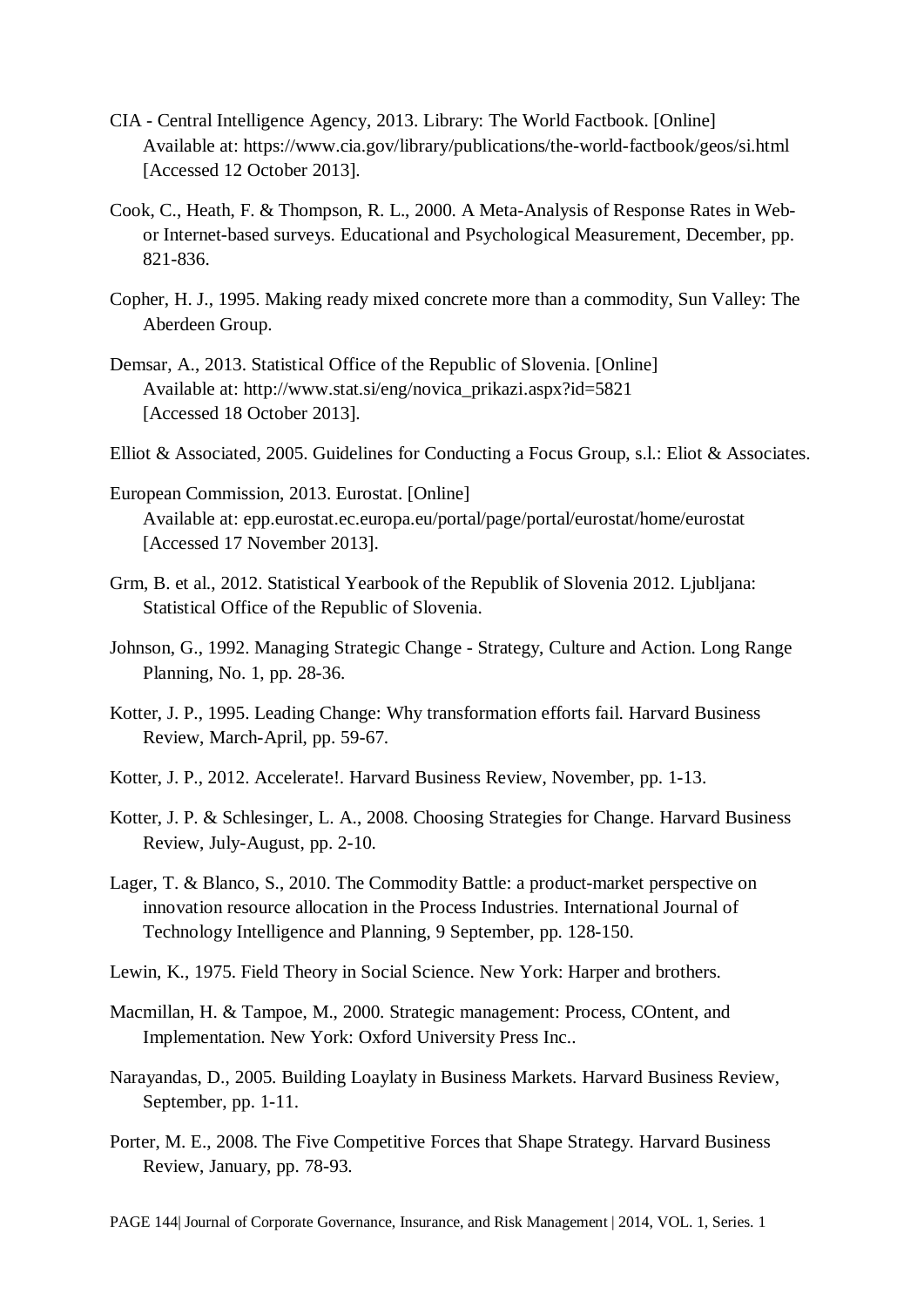CIA - Central Intelligence Agency, 2013. Library: The World Factbook. [Online]
Available at: https://www.cia.gov/library/publications/the-world-factbook/geos/si.html
[Accessed 12 October 2013].

Cook, C., Heath, F. & Thompson, R. L., 2000. A Meta-Analysis of Response Rates in Web- or Internet-based surveys. Educational and Psychological Measurement, December, pp. 821-836.

Copher, H. J., 1995. Making ready mixed concrete more than a commodity, Sun Valley: The Aberdeen Group.

Demsar, A., 2013. Statistical Office of the Republic of Slovenia. [Online]
Available at: http://www.stat.si/eng/novica_prikazi.aspx?id=5821
[Accessed 18 October 2013].

Elliot & Associated, 2005. Guidelines for Conducting a Focus Group, s.l.: Eliot & Associates.

European Commission, 2013. Eurostat. [Online]
Available at: epp.eurostat.ec.europa.eu/portal/page/portal/eurostat/home/eurostat
[Accessed 17 November 2013].

Grm, B. et al., 2012. Statistical Yearbook of the Republik of Slovenia 2012. Ljubljana: Statistical Office of the Republic of Slovenia.

Johnson, G., 1992. Managing Strategic Change - Strategy, Culture and Action. Long Range Planning, No. 1, pp. 28-36.

Kotter, J. P., 1995. Leading Change: Why transformation efforts fail. Harvard Business Review, March-April, pp. 59-67.

Kotter, J. P., 2012. Accelerate!. Harvard Business Review, November, pp. 1-13.

Kotter, J. P. & Schlesinger, L. A., 2008. Choosing Strategies for Change. Harvard Business Review, July-August, pp. 2-10.

Lager, T. & Blanco, S., 2010. The Commodity Battle: a product-market perspective on innovation resource allocation in the Process Industries. International Journal of Technology Intelligence and Planning, 9 September, pp. 128-150.

Lewin, K., 1975. Field Theory in Social Science. New York: Harper and brothers.

Macmillan, H. & Tampoe, M., 2000. Strategic management: Process, COntent, and Implementation. New York: Oxford University Press Inc..

Narayandas, D., 2005. Building Loaylaty in Business Markets. Harvard Business Review, September, pp. 1-11.

Porter, M. E., 2008. The Five Competitive Forces that Shape Strategy. Harvard Business Review, January, pp. 78-93.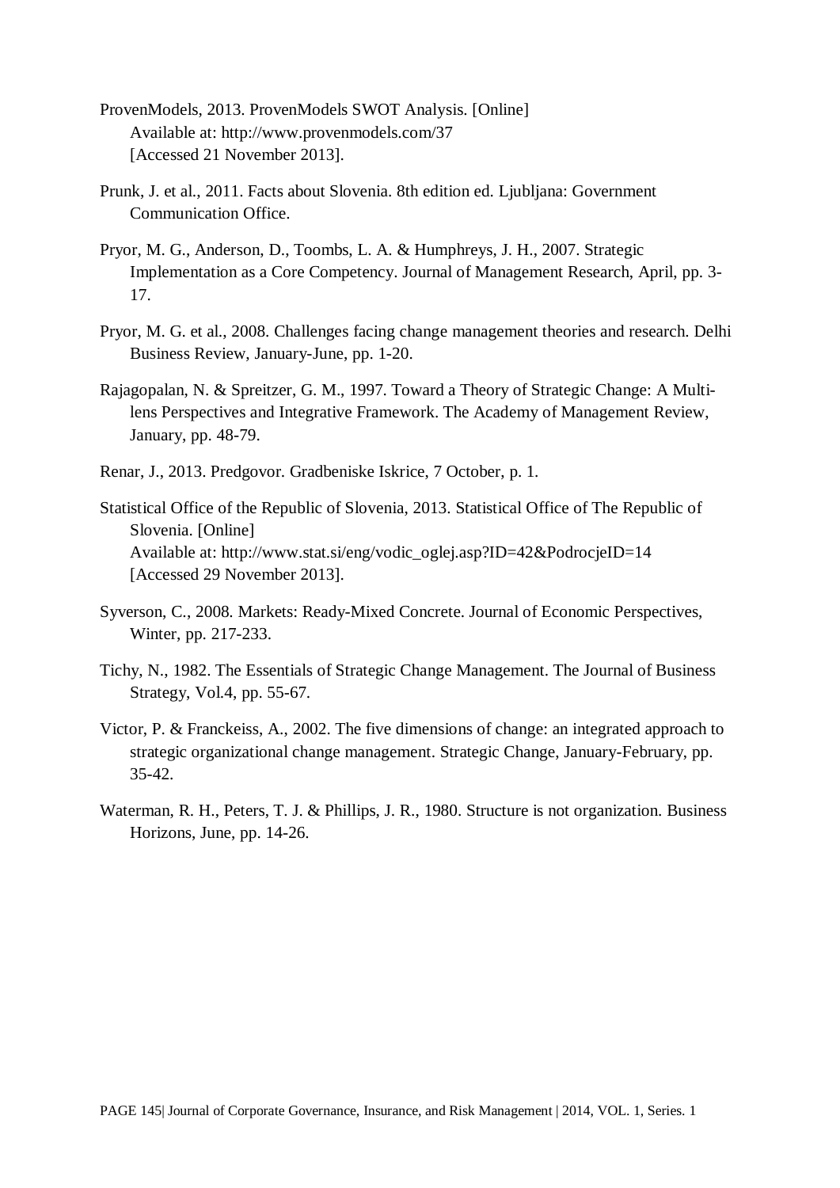ProvenModels, 2013. ProvenModels SWOT Analysis. [Online]
Available at: http://www.provenmodels.com/37
[Accessed 21 November 2013].

Prunk, J. et al., 2011. Facts about Slovenia. 8th edition ed. Ljubljana: Government Communication Office.

Pryor, M. G., Anderson, D., Toombs, L. A. & Humphreys, J. H., 2007. Strategic Implementation as a Core Competency. Journal of Management Research, April, pp. 3-17.

Pryor, M. G. et al., 2008. Challenges facing change management theories and research. Delhi Business Review, January-June, pp. 1-20.

Rajagopalan, N. & Spreitzer, G. M., 1997. Toward a Theory of Strategic Change: A Multi-lens Perspectives and Integrative Framework. The Academy of Management Review, January, pp. 48-79.

Renar, J., 2013. Predgovor. Gradbeniske Iskrice, 7 October, p. 1.

Statistical Office of the Republic of Slovenia, 2013. Statistical Office of The Republic of Slovenia. [Online]
Available at: http://www.stat.si/eng/vodic_oglej.asp?ID=42&PodrocjeID=14
[Accessed 29 November 2013].

Syverson, C., 2008. Markets: Ready-Mixed Concrete. Journal of Economic Perspectives, Winter, pp. 217-233.

Tichy, N., 1982. The Essentials of Strategic Change Management. The Journal of Business Strategy, Vol.4, pp. 55-67.

Victor, P. & Franckeiss, A., 2002. The five dimensions of change: an integrated approach to strategic organizational change management. Strategic Change, January-February, pp. 35-42.

Waterman, R. H., Peters, T. J. & Phillips, J. R., 1980. Structure is not organization. Business Horizons, June, pp. 14-26.